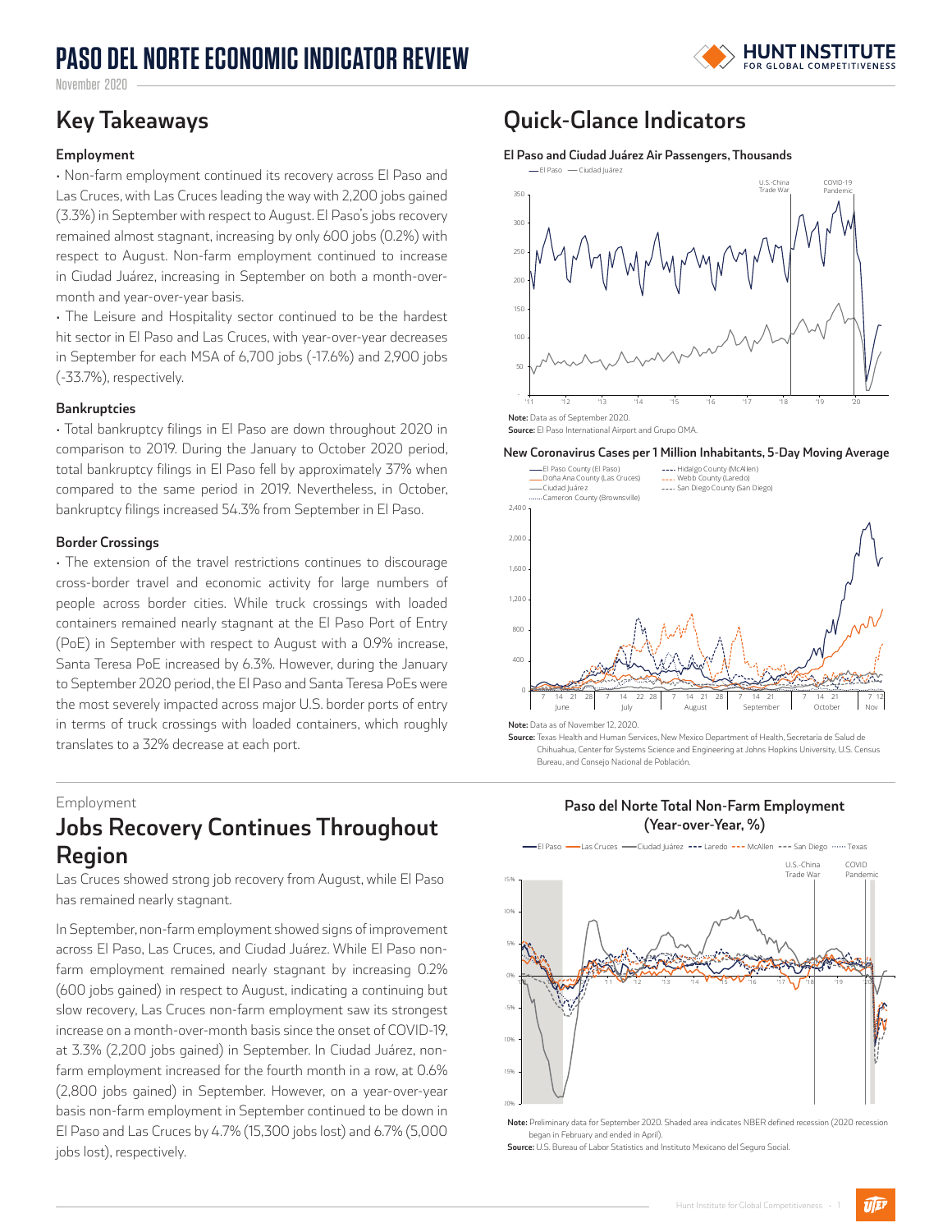# PASO DEL NORTE ECONOMIC INDICATOR REVIEW

November 2020

## Key Takeaways

### Employment

• Non-farm employment continued its recovery across El Paso and Las Cruces, with Las Cruces leading the way with 2,200 jobs gained (3.3%) in September with respect to August. El Paso's jobs recovery remained almost stagnant, increasing by only 600 jobs (0.2%) with respect to August. Non-farm employment continued to increase in Ciudad Juárez, increasing in September on both a month-over-month and year-over-year basis.

• The Leisure and Hospitality sector continued to be the hardest hit sector in El Paso and Las Cruces, with year-over-year decreases in September for each MSA of 6,700 jobs (-17.6%) and 2,900 jobs (-33.7%), respectively.

### Bankruptcies

• Total bankruptcy filings in El Paso are down throughout 2020 in comparison to 2019. During the January to October 2020 period, total bankruptcy filings in El Paso fell by approximately 37% when compared to the same period in 2019. Nevertheless, in October, bankruptcy filings increased 54.3% from September in El Paso.

### Border Crossings

• The extension of the travel restrictions continues to discourage cross-border travel and economic activity for large numbers of people across border cities. While truck crossings with loaded containers remained nearly stagnant at the El Paso Port of Entry (PoE) in September with respect to August with a 0.9% increase, Santa Teresa PoE increased by 6.3%. However, during the January to September 2020 period, the El Paso and Santa Teresa PoEs were the most severely impacted across major U.S. border ports of entry in terms of truck crossings with loaded containers, which roughly translates to a 32% decrease at each port.

## Quick-Glance Indicators

### El Paso and Ciudad Juárez Air Passengers, Thousands

**Note:** Data as of September 2020.
**Source:** El Paso International Airport and Grupo OMA.

### New Coronavirus Cases per 1 Million Inhabitants, 5-Day Moving Average

**Note:** Data as of November 12, 2020.
**Source:** Texas Health and Human Services, New Mexico Department of Health, Secretaría de Salud de Chihuahua, Center for Systems Science and Engineering at Johns Hopkins University, U.S. Census Bureau, and Consejo Nacional de Población.

Employment

## Jobs Recovery Continues Throughout Region

Las Cruces showed strong job recovery from August, while El Paso has remained nearly stagnant.

In September, non-farm employment showed signs of improvement across El Paso, Las Cruces, and Ciudad Juárez. While El Paso non-farm employment remained nearly stagnant by increasing 0.2% (600 jobs gained) in respect to August, indicating a continuing but slow recovery, Las Cruces non-farm employment saw its strongest increase on a month-over-month basis since the onset of COVID-19, at 3.3% (2,200 jobs gained) in September. In Ciudad Juárez, non-farm employment increased for the fourth month in a row, at 0.6% (2,800 jobs gained) in September. However, on a year-over-year basis non-farm employment in September continued to be down in El Paso and Las Cruces by 4.7% (15,300 jobs lost) and 6.7% (5,000 jobs lost), respectively.

### Paso del Norte Total Non-Farm Employment (Year-over-Year, %)

**Note:** Preliminary data for September 2020. Shaded area indicates NBER defined recession (2020 recession began in February and ended in April).
**Source:** U.S. Bureau of Labor Statistics and Instituto Mexicano del Seguro Social.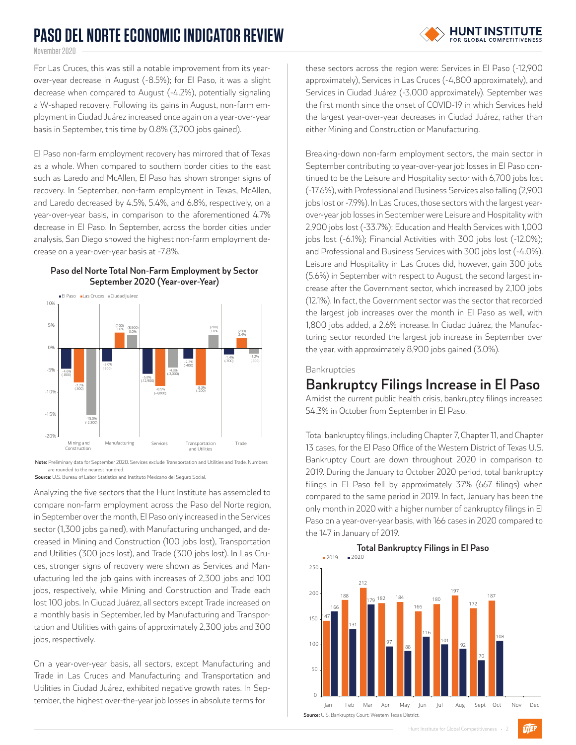For Las Cruces, this was still a notable improvement from its year-over-year decrease in August (-8.5%); for El Paso, it was a slight decrease when compared to August (-4.2%), potentially signaling a W-shaped recovery. Following its gains in August, non-farm employment in Ciudad Juárez increased once again on a year-over-year basis in September, this time by 0.8% (3,700 jobs gained).

El Paso non-farm employment recovery has mirrored that of Texas as a whole. When compared to southern border cities to the east such as Laredo and McAllen, El Paso has shown stronger signs of recovery. In September, non-farm employment in Texas, McAllen, and Laredo decreased by 4.5%, 5.4%, and 6.8%, respectively, on a year-over-year basis, in comparison to the aforementioned 4.7% decrease in El Paso. In September, across the border cities under analysis, San Diego showed the highest non-farm employment decrease on a year-over-year basis at -7.8%.

**Paso del Norte Total Non-Farm Employment by Sector September 2020 (Year-over-Year)**

| Sector | El Paso | Las Cruces | Ciudad Juárez |
|---|---|---|---|
| Mining and Construction | -4.6% (-800) | -7.7% (-300) | -15.0% (-2,300) |
| Manufacturing | -3.0% (-500) | 3.6% (100) | 3.0% (8,900) |
| Services | -5.8% (-12,900) | -8.5% (-4,800) | -4.3% (-3,000) |
| Transportation and Utilities | -2.3% (-400) | -8.3% (-200) | 3.0% (700) |
| Trade | -1.4% (-700) | 2.4% (200) | -1.2% (-600) |

**Note:** Preliminary data for September 2020. Services exclude Transportation and Utilities and Trade. Numbers are rounded to the nearest hundred.
**Source:** U.S. Bureau of Labor Statistics and Instituto Mexicano del Seguro Social.

Analyzing the five sectors that the Hunt Institute has assembled to compare non-farm employment across the Paso del Norte region, in September over the month, El Paso only increased in the Services sector (1,300 jobs gained), with Manufacturing unchanged, and decreased in Mining and Construction (100 jobs lost), Transportation and Utilities (300 jobs lost), and Trade (300 jobs lost). In Las Cruces, stronger signs of recovery were shown as Services and Manufacturing led the job gains with increases of 2,300 jobs and 100 jobs, respectively, while Mining and Construction and Trade each lost 100 jobs. In Ciudad Juárez, all sectors except Trade increased on a monthly basis in September, led by Manufacturing and Transportation and Utilities with gains of approximately 2,300 jobs and 300 jobs, respectively.

On a year-over-year basis, all sectors, except Manufacturing and Trade in Las Cruces and Manufacturing and Transportation and Utilities in Ciudad Juárez, exhibited negative growth rates. In September, the highest over-the-year job losses in absolute terms for these sectors across the region were: Services in El Paso (-12,900 approximately), Services in Las Cruces (-4,800 approximately), and Services in Ciudad Juárez (-3,000 approximately). September was the first month since the onset of COVID-19 in which Services held the largest year-over-year decreases in Ciudad Juárez, rather than either Mining and Construction or Manufacturing.

Breaking-down non-farm employment sectors, the main sector in September contributing to year-over-year job losses in El Paso continued to be the Leisure and Hospitality sector with 6,700 jobs lost (-17.6%), with Professional and Business Services also falling (2,900 jobs lost or -7.9%). In Las Cruces, those sectors with the largest year-over-year job losses in September were Leisure and Hospitality with 2,900 jobs lost (-33.7%); Education and Health Services with 1,000 jobs lost (-6.1%); Financial Activities with 300 jobs lost (-12.0%); and Professional and Business Services with 300 jobs lost (-4.0%). Leisure and Hospitality in Las Cruces did, however, gain 300 jobs (5.6%) in September with respect to August, the second largest increase after the Government sector, which increased by 2,100 jobs (12.1%). In fact, the Government sector was the sector that recorded the largest job increases over the month in El Paso as well, with 1,800 jobs added, a 2.6% increase. In Ciudad Juárez, the Manufacturing sector recorded the largest job increase in September over the year, with approximately 8,900 jobs gained (3.0%).

Bankruptcies

## Bankruptcy Filings Increase in El Paso

Amidst the current public health crisis, bankruptcy filings increased 54.3% in October from September in El Paso.

Total bankruptcy filings, including Chapter 7, Chapter 11, and Chapter 13 cases, for the El Paso Office of the Western District of Texas U.S. Bankruptcy Court are down throughout 2020 in comparison to 2019. During the January to October 2020 period, total bankruptcy filings in El Paso fell by approximately 37% (667 filings) when compared to the same period in 2019. In fact, January has been the only month in 2020 with a higher number of bankruptcy filings in El Paso on a year-over-year basis, with 166 cases in 2020 compared to the 147 in January of 2019.

**Total Bankruptcy Filings in El Paso**

| Month | 2019 | 2020 |
|---|---|---|
| Jan | 147 | 166 |
| Feb | 188 | 131 |
| Mar | 212 | 179 |
| Apr | 182 | 97 |
| May | 184 | 88 |
| Jun | 166 | 116 |
| Jul | 180 | 101 |
| Aug | 197 | 92 |
| Sept | 172 | 70 |
| Oct | 187 | 108 |
| Nov | | |
| Dec | | |

**Source:** U.S. Bankruptcy Court: Western Texas District.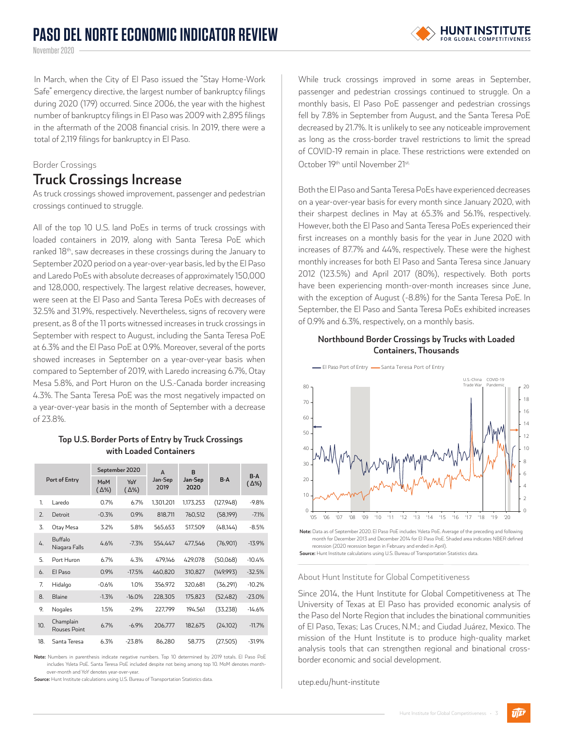In March, when the City of El Paso issued the "Stay Home-Work Safe" emergency directive, the largest number of bankruptcy filings during 2020 (179) occurred. Since 2006, the year with the highest number of bankruptcy filings in El Paso was 2009 with 2,895 filings in the aftermath of the 2008 financial crisis. In 2019, there were a total of 2,119 filings for bankruptcy in El Paso.

Border Crossings

## Truck Crossings Increase

As truck crossings showed improvement, passenger and pedestrian crossings continued to struggle.

All of the top 10 U.S. land PoEs in terms of truck crossings with loaded containers in 2019, along with Santa Teresa PoE which ranked 18th, saw decreases in these crossings during the January to September 2020 period on a year-over-year basis, led by the El Paso and Laredo PoEs with absolute decreases of approximately 150,000 and 128,000, respectively. The largest relative decreases, however, were seen at the El Paso and Santa Teresa PoEs with decreases of 32.5% and 31.9%, respectively. Nevertheless, signs of recovery were present, as 8 of the 11 ports witnessed increases in truck crossings in September with respect to August, including the Santa Teresa PoE at 6.3% and the El Paso PoE at 0.9%. Moreover, several of the ports showed increases in September on a year-over-year basis when compared to September of 2019, with Laredo increasing 6.7%, Otay Mesa 5.8%, and Port Huron on the U.S.-Canada border increasing 4.3%. The Santa Teresa PoE was the most negatively impacted on a year-over-year basis in the month of September with a decrease of 23.8%.

**Top U.S. Border Ports of Entry by Truck Crossings with Loaded Containers**

| | Port of Entry | September 2020 | | A | B | B-A | B-A |
|---|---|---|---|---|---|---|---|
| | | MoM (Δ%) | YoY (Δ%) | Jan-Sep 2019 | Jan-Sep 2020 | | (Δ%) |
| 1. | Laredo | 0.7% | 6.7% | 1,301,201 | 1,173,253 | (127,948) | -9.8% |
| 2. | Detroit | -0.3% | 0.9% | 818,711 | 760,512 | (58,199) | -7.1% |
| 3. | Otay Mesa | 3.2% | 5.8% | 565,653 | 517,509 | (48,144) | -8.5% |
| 4. | Buffalo Niagara Falls | 4.6% | -7.3% | 554,447 | 477,546 | (76,901) | -13.9% |
| 5. | Port Huron | 6.7% | 4.3% | 479,146 | 429,078 | (50,068) | -10.4% |
| 6. | El Paso | 0.9% | -17.5% | 460,820 | 310,827 | (149,993) | -32.5% |
| 7. | Hidalgo | -0.6% | 1.0% | 356,972 | 320,681 | (36,291) | -10.2% |
| 8. | Blaine | -1.3% | -16.0% | 228,305 | 175,823 | (52,482) | -23.0% |
| 9. | Nogales | 1.5% | -2.9% | 227,799 | 194,561 | (33,238) | -14.6% |
| 10. | Champlain Rouses Point | 6.7% | -6.9% | 206,777 | 182,675 | (24,102) | -11.7% |
| 18. | Santa Teresa | 6.3% | -23.8% | 86,280 | 58,775 | (27,505) | -31.9% |

**Note:** Numbers in parenthesis indicate negative numbers. Top 10 determined by 2019 totals. El Paso PoE includes Ysleta PoE. Santa Teresa PoE included despite not being among top 10. MoM denotes month-over-month and YoY denotes year-over-year.

**Source:** Hunt Institute calculations using U.S. Bureau of Transportation Statistics data.

While truck crossings improved in some areas in September, passenger and pedestrian crossings continued to struggle. On a monthly basis, El Paso PoE passenger and pedestrian crossings fell by 7.8% in September from August, and the Santa Teresa PoE decreased by 21.7%. It is unlikely to see any noticeable improvement as long as the cross-border travel restrictions to limit the spread of COVID-19 remain in place. These restrictions were extended on October 19th until November 21st.

Both the El Paso and Santa Teresa PoEs have experienced decreases on a year-over-year basis for every month since January 2020, with their sharpest declines in May at 65.3% and 56.1%, respectively. However, both the El Paso and Santa Teresa PoEs experienced their first increases on a monthly basis for the year in June 2020 with increases of 87.7% and 44%, respectively. These were the highest monthly increases for both El Paso and Santa Teresa since January 2012 (123.5%) and April 2017 (80%), respectively. Both ports have been experiencing month-over-month increases since June, with the exception of August (-8.8%) for the Santa Teresa PoE. In September, the El Paso and Santa Teresa PoEs exhibited increases of 0.9% and 6.3%, respectively, on a monthly basis.

**Northbound Border Crossings by Trucks with Loaded Containers, Thousands**

El Paso Port of Entry — Santa Teresa Port of Entry

U.S.-China Trade War

COVID-19 Pandemic

0 10 20 30 40 50 60 70 80

0 2 4 6 8 10 12 14 16 18 20

'05 '06 '07 '08 '09 '10 '11 '12 '13 '14 '15 '16 '17 '18 '19 '20

**Note:** Data as of September 2020. El Paso PoE includes Ysleta PoE. Average of the preceding and following month for December 2013 and December 2014 for El Paso PoE. Shaded area indicates NBER defined recession (2020 recession began in February and ended in April).

**Source:** Hunt Institute calculations using U.S. Bureau of Transportation Statistics data.

About Hunt Institute for Global Competitiveness

Since 2014, the Hunt Institute for Global Competitiveness at The University of Texas at El Paso has provided economic analysis of the Paso del Norte Region that includes the binational communities of El Paso, Texas; Las Cruces, N.M.; and Ciudad Juárez, Mexico. The mission of the Hunt Institute is to produce high-quality market analysis tools that can strengthen regional and binational cross-border economic and social development.

utep.edu/hunt-institute